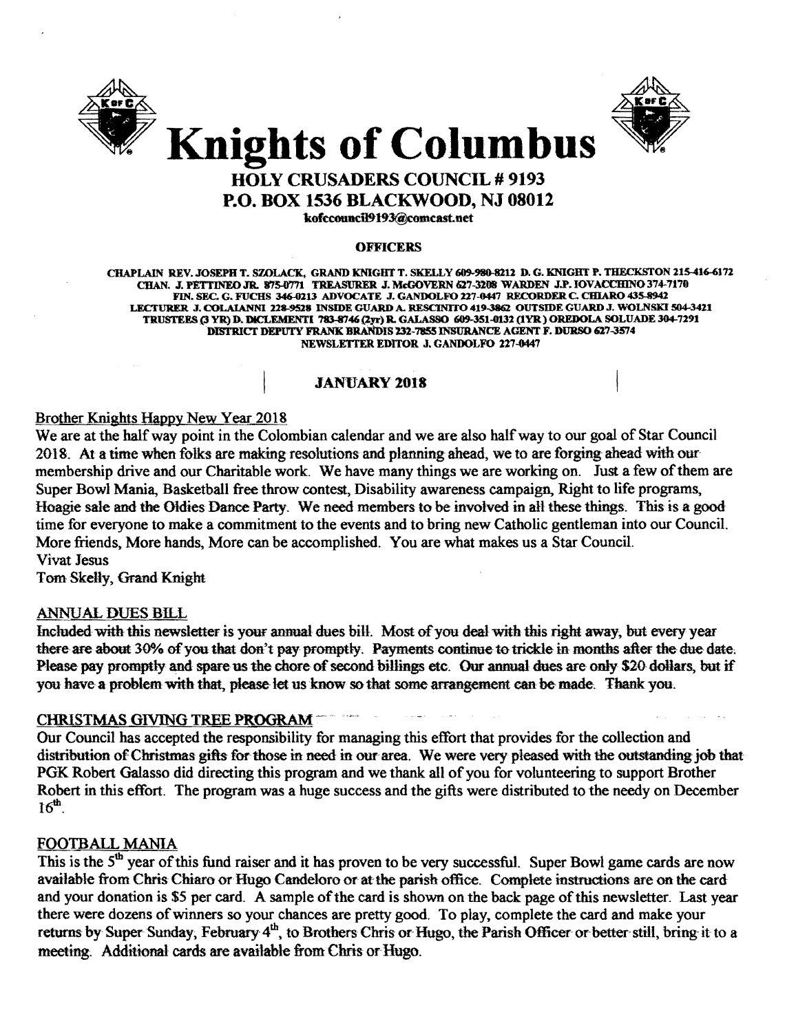# Knights of Columbus

## HOLY CRUSADERS COUNCIL # 9193

## P.O. BOX 1536 BLACKWOOD, NJ 08012

kofccouncil9193@comcast.net

**OFFICERS**

CHAPLAIN REV. JOSEPH T. SZOLACK, GRAND KNIGHT T. SKELLY 609-980-8212 D. G. KNIGHT P. THECKSTON 215-416-6172
CHAN. J. PETTINEO JR. 875-0771 TREASURER J. McGOVERN 627-3208 WARDEN J.P. IOVACCHINO 374-7170
FIN. SEC. G. FUCHS 346-0213 ADVOCATE J. GANDOLFO 227-0447 RECORDER C. CHIARO 435-8942
LECTURER J. COLAIANNI 228-9528 INSIDE GUARD A. RESCINITO 419-3862 OUTSIDE GUARD J. WOLNSKI 504-3421
TRUSTEES (3 YR) D. DICLEMENTI 783-8746 (2yr) R. GALASSO 609-351-0132 (1YR) OREDOLA SOLUADE 304-7291
DISTRICT DEPUTY FRANK BRANDIS 232-7855 INSURANCE AGENT F. DURSO 627-3574
NEWSLETTER EDITOR J. GANDOLFO 227-0447

**JANUARY 2018**

Brother Knights Happy New Year 2018

We are at the half way point in the Colombian calendar and we are also half way to our goal of Star Council 2018. At a time when folks are making resolutions and planning ahead, we to are forging ahead with our membership drive and our Charitable work. We have many things we are working on. Just a few of them are Super Bowl Mania, Basketball free throw contest, Disability awareness campaign, Right to life programs, Hoagie sale and the Oldies Dance Party. We need members to be involved in all these things. This is a good time for everyone to make a commitment to the events and to bring new Catholic gentleman into our Council. More friends, More hands, More can be accomplished. You are what makes us a Star Council.

Vivat Jesus

Tom Skelly, Grand Knight

ANNUAL DUES BILL

Included with this newsletter is your annual dues bill. Most of you deal with this right away, but every year there are about 30% of you that don't pay promptly. Payments continue to trickle in months after the due date. Please pay promptly and spare us the chore of second billings etc. Our annual dues are only $20 dollars, but if you have a problem with that, please let us know so that some arrangement can be made. Thank you.

CHRISTMAS GIVING TREE PROGRAM

Our Council has accepted the responsibility for managing this effort that provides for the collection and distribution of Christmas gifts for those in need in our area. We were very pleased with the outstanding job that PGK Robert Galasso did directing this program and we thank all of you for volunteering to support Brother Robert in this effort. The program was a huge success and the gifts were distributed to the needy on December 16th.

FOOTBALL MANIA

This is the 5th year of this fund raiser and it has proven to be very successful. Super Bowl game cards are now available from Chris Chiaro or Hugo Candeloro or at the parish office. Complete instructions are on the card and your donation is $5 per card. A sample of the card is shown on the back page of this newsletter. Last year there were dozens of winners so your chances are pretty good. To play, complete the card and make your returns by Super Sunday, February 4th, to Brothers Chris or Hugo, the Parish Officer or better still, bring it to a meeting. Additional cards are available from Chris or Hugo.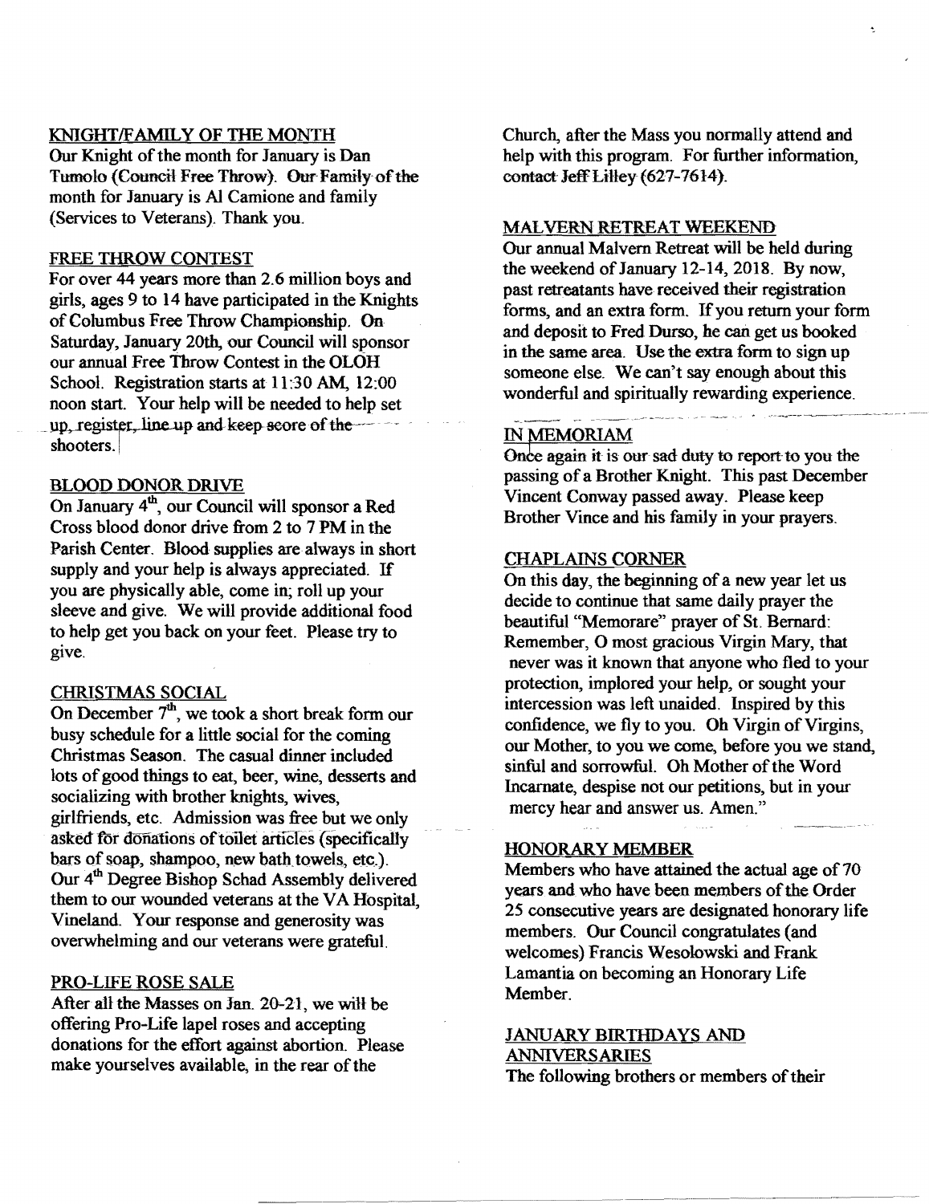## KNIGHT/FAMILY OF THE MONTH

Our Knight of the month for January is Dan Tumolo (Council Free Throw). Our Family of the month for January is Al Camione and family (Services to Veterans). Thank you.

## FREE THROW CONTEST

For over 44 years more than 2.6 million boys and girls, ages 9 to 14 have participated in the Knights of Columbus Free Throw Championship. On Saturday, January 20th, our Council will sponsor our annual Free Throw Contest in the OLOH School. Registration starts at 11:30 AM, 12:00 noon start. Your help will be needed to help set up, register, line up and keep score of the shooters.

## BLOOD DONOR DRIVE

On January 4th, our Council will sponsor a Red Cross blood donor drive from 2 to 7 PM in the Parish Center. Blood supplies are always in short supply and your help is always appreciated. If you are physically able, come in; roll up your sleeve and give. We will provide additional food to help get you back on your feet. Please try to give.

## CHRISTMAS SOCIAL

On December 7th, we took a short break form our busy schedule for a little social for the coming Christmas Season. The casual dinner included lots of good things to eat, beer, wine, desserts and socializing with brother knights, wives, girlfriends, etc. Admission was free but we only asked for donations of toilet articles (specifically bars of soap, shampoo, new bath towels, etc.). Our 4th Degree Bishop Schad Assembly delivered them to our wounded veterans at the VA Hospital, Vineland. Your response and generosity was overwhelming and our veterans were grateful.

## PRO-LIFE ROSE SALE

After all the Masses on Jan. 20-21, we will be offering Pro-Life lapel roses and accepting donations for the effort against abortion. Please make yourselves available, in the rear of the Church, after the Mass you normally attend and help with this program. For further information, contact Jeff Lilley (627-7614).

## MALVERN RETREAT WEEKEND

Our annual Malvern Retreat will be held during the weekend of January 12-14, 2018. By now, past retreatants have received their registration forms, and an extra form. If you return your form and deposit to Fred Durso, he can get us booked in the same area. Use the extra form to sign up someone else. We can't say enough about this wonderful and spiritually rewarding experience.

## IN MEMORIAM

Once again it is our sad duty to report to you the passing of a Brother Knight. This past December Vincent Conway passed away. Please keep Brother Vince and his family in your prayers.

## CHAPLAINS CORNER

On this day, the beginning of a new year let us decide to continue that same daily prayer the beautiful "Memorare" prayer of St. Bernard: Remember, O most gracious Virgin Mary, that never was it known that anyone who fled to your protection, implored your help, or sought your intercession was left unaided. Inspired by this confidence, we fly to you. Oh Virgin of Virgins, our Mother, to you we come, before you we stand, sinful and sorrowful. Oh Mother of the Word Incarnate, despise not our petitions, but in your mercy hear and answer us. Amen."

## HONORARY MEMBER

Members who have attained the actual age of 70 years and who have been members of the Order 25 consecutive years are designated honorary life members. Our Council congratulates (and welcomes) Francis Wesolowski and Frank Lamantia on becoming an Honorary Life Member.

## JANUARY BIRTHDAYS AND ANNIVERSARIES

The following brothers or members of their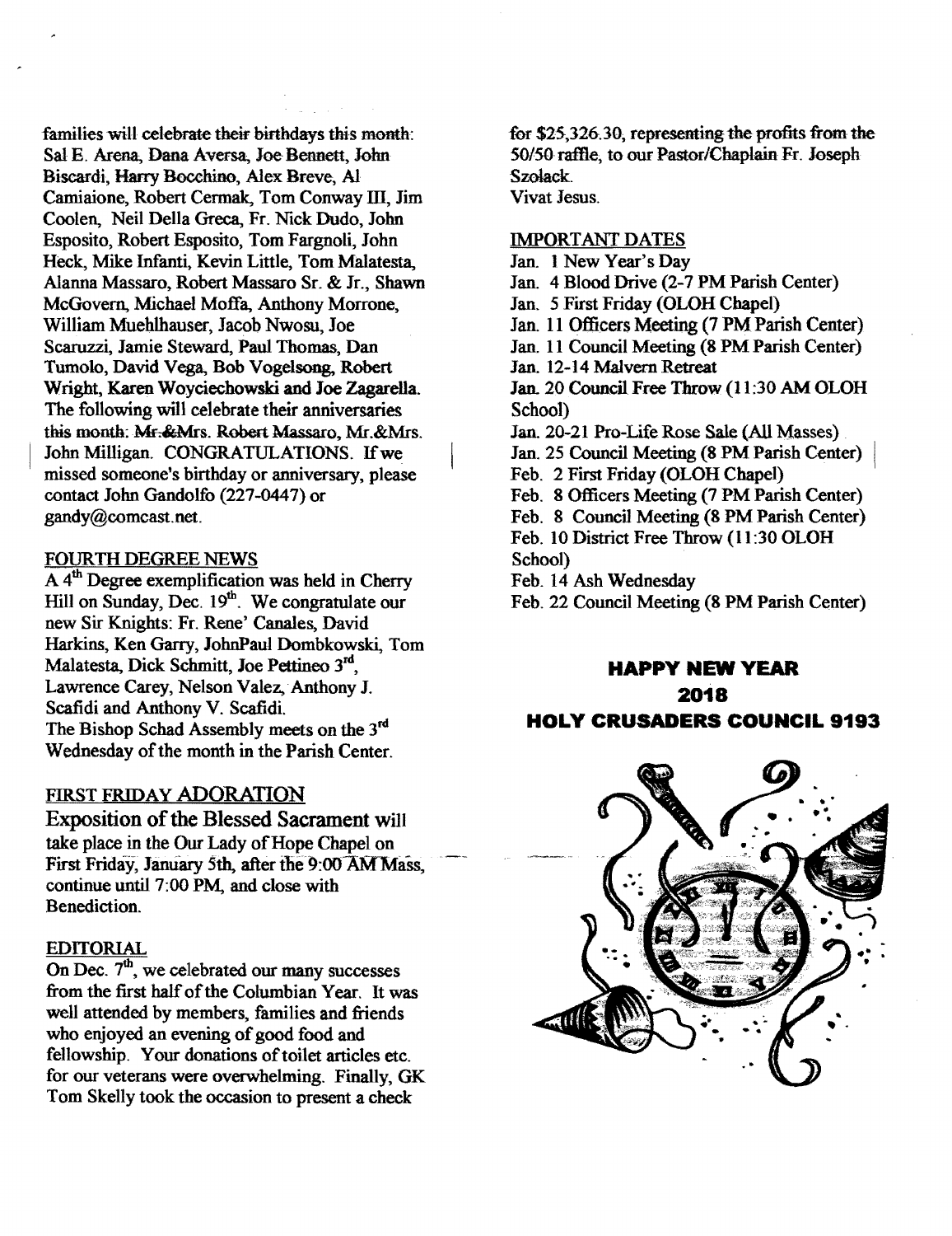families will celebrate their birthdays this month: Sal E. Arena, Dana Aversa, Joe Bennett, John Biscardi, Harry Bocchino, Alex Breve, Al Camiaione, Robert Cermak, Tom Conway III, Jim Coolen, Neil Della Greca, Fr. Nick Dudo, John Esposito, Robert Esposito, Tom Fargnoli, John Heck, Mike Infanti, Kevin Little, Tom Malatesta, Alanna Massaro, Robert Massaro Sr. & Jr., Shawn McGovern, Michael Moffa, Anthony Morrone, William Muehlhauser, Jacob Nwosu, Joe Scaruzzi, Jamie Steward, Paul Thomas, Dan Tumolo, David Vega, Bob Vogelsong, Robert Wright, Karen Woyciechowski and Joe Zagarella. The following will celebrate their anniversaries this month: Mr.&Mrs. Robert Massaro, Mr.&Mrs. John Milligan. CONGRATULATIONS. If we missed someone's birthday or anniversary, please contact John Gandolfo (227-0447) or gandy@comcast.net.

## FOURTH DEGREE NEWS

A 4th Degree exemplification was held in Cherry Hill on Sunday, Dec. 19th. We congratulate our new Sir Knights: Fr. Rene' Canales, David Harkins, Ken Garry, JohnPaul Dombkowski, Tom Malatesta, Dick Schmitt, Joe Pettineo 3rd, Lawrence Carey, Nelson Valez, Anthony J. Scafidi and Anthony V. Scafidi.
The Bishop Schad Assembly meets on the 3rd Wednesday of the month in the Parish Center.

## FIRST FRIDAY ADORATION

**Exposition of the Blessed Sacrament** will take place in the Our Lady of Hope Chapel on First Friday, January 5th, after the 9:00 AM Mass, continue until 7:00 PM, and close with Benediction.

## EDITORIAL

On Dec. 7th, we celebrated our many successes from the first half of the Columbian Year. It was well attended by members, families and friends who enjoyed an evening of good food and fellowship. Your donations of toilet articles etc. for our veterans were overwhelming. Finally, GK Tom Skelly took the occasion to present a check for $25,326.30, representing the profits from the 50/50 raffle, to our Pastor/Chaplain Fr. Joseph Szolack.
Vivat Jesus.

## IMPORTANT DATES

Jan. 1 New Year's Day
Jan. 4 Blood Drive (2-7 PM Parish Center)
Jan. 5 First Friday (OLOH Chapel)
Jan. 11 Officers Meeting (7 PM Parish Center)
Jan. 11 Council Meeting (8 PM Parish Center)
Jan. 12-14 Malvern Retreat
Jan. 20 Council Free Throw (11:30 AM OLOH School)
Jan. 20-21 Pro-Life Rose Sale (All Masses)
Jan. 25 Council Meeting (8 PM Parish Center)
Feb. 2 First Friday (OLOH Chapel)
Feb. 8 Officers Meeting (7 PM Parish Center)
Feb. 8 Council Meeting (8 PM Parish Center)
Feb. 10 District Free Throw (11:30 OLOH School)
Feb. 14 Ash Wednesday
Feb. 22 Council Meeting (8 PM Parish Center)

**HAPPY NEW YEAR**
**2018**
**HOLY CRUSADERS COUNCIL 9193**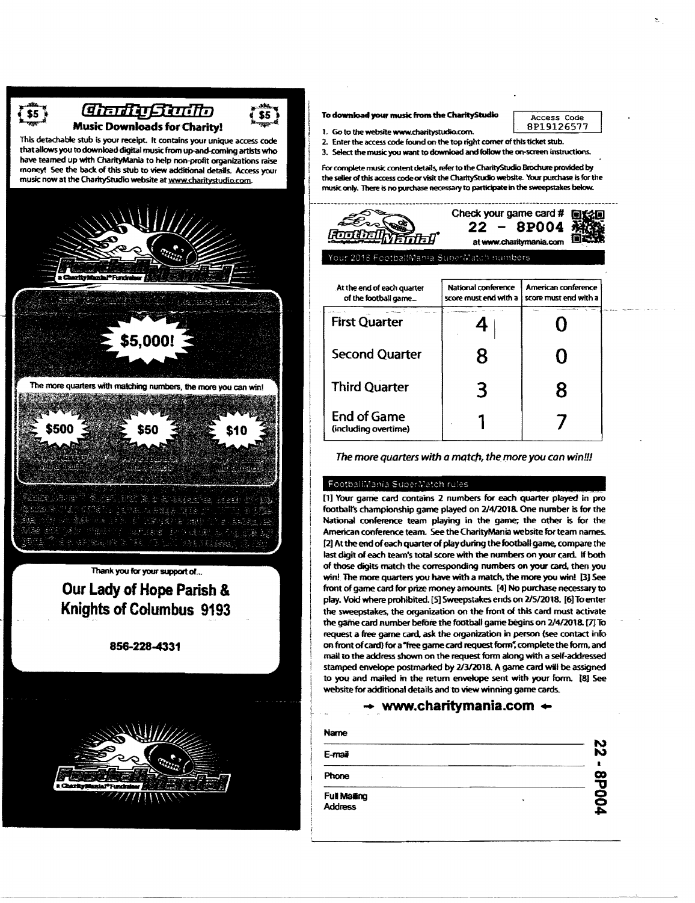$5 **CharityStudio** $5

**Music Downloads for Charity!**

This detachable stub is your receipt. It contains your unique access code that allows you to download digital music from up-and-coming artists who have teamed up with CharityMania to help non-profit organizations raise money! See the back of this stub to view additional details. Access your music now at the CharityStudio website at www.charitystudio.com.

FootballMania — a CharityMania® Fundraiser

$5,000!

The more quarters with matching numbers, the more you can win!

$500 $50 $10

Thank you for your support of...

## Our Lady of Hope Parish & Knights of Columbus 9193

856-228-4331

FootballMania — a CharityMania® Fundraiser

**To download your music from the CharityStudio**

Access Code 8P19126577

1. Go to the website www.charitystudio.com.
2. Enter the access code found on the top right corner of this ticket stub.
3. Select the music you want to download and follow the on-screen instructions.

For complete music content details, refer to the CharityStudio Brochure provided by the seller of this access code or visit the CharityStudio website. Your purchase is for the music only. There is no purchase necessary to participate in the sweepstakes below.

FootballMania®

Check your game card # **22 - 8P004** at www.charitymania.com

**Your 2018 FootballMania SuperMatch numbers**

| At the end of each quarter of the football game... | National conference score must end with a | American conference score must end with a |
|---|---|---|
| First Quarter | 4 | 0 |
| Second Quarter | 8 | 0 |
| Third Quarter | 3 | 8 |
| End of Game (including overtime) | 1 | 7 |

*The more quarters with a match, the more you can win!!!*

**FootballMania SuperMatch rules**

[1] Your game card contains 2 numbers for each quarter played in pro football's championship game played on 2/4/2018. One number is for the National conference team playing in the game; the other is for the American conference team. See the CharityMania website for team names. [2] At the end of each quarter of play during the football game, compare the last digit of each team's total score with the numbers on your card. If both of those digits match the corresponding numbers on your card, then you win! The more quarters you have with a match, the more you win! [3] See front of game card for prize money amounts. [4] No purchase necessary to play. Void where prohibited. [5] Sweepstakes ends on 2/5/2018. [6] To enter the sweepstakes, the organization on the front of this card must activate the game card number before the football game begins on 2/4/2018. [7] To request a free game card, ask the organization in person (see contact info on front of card) for a "free game card request form", complete the form, and mail to the address shown on the request form along with a self-addressed stamped envelope postmarked by 2/3/2018. A game card will be assigned to you and mailed in the return envelope sent with your form. [8] See website for additional details and to view winning game cards.

**→ www.charitymania.com ←**

Name

E-mail

Phone

Full Mailing Address

22 - 8P004